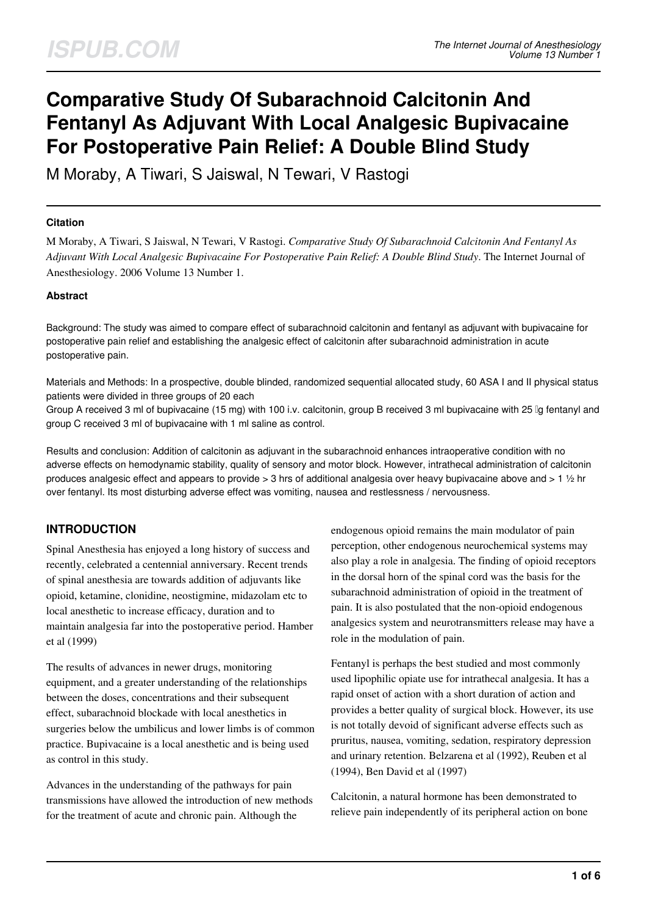# Comparative Study Of Subarachnoid Calcitonin And Fentanyl As Adjuvant With Local Analgesic Bupivacaine For Postoperative Pain Relief: A Double Blind Study

M Moraby, A Tiwari, S Jaiswal, N Tewari, V Rastogi

### Citation

M Moraby, A Tiwari, S Jaiswal, N Tewari, V Rastogi. *Comparative Study Of Subarachnoid Calcitonin And Fentanyl As Adjuvant With Local Analgesic Bupivacaine For Postoperative Pain Relief: A Double Blind Study*. The Internet Journal of Anesthesiology. 2006 Volume 13 Number 1.

### Abstract

Background: The study was aimed to compare effect of subarachnoid calcitonin and fentanyl as adjuvant with bupivacaine for postoperative pain relief and establishing the analgesic effect of calcitonin after subarachnoid administration in acute postoperative pain.

Materials and Methods: In a prospective, double blinded, randomized sequential allocated study, 60 ASA I and II physical status patients were divided in three groups of 20 each
Group A received 3 ml of bupivacaine (15 mg) with 100 i.v. calcitonin, group B received 3 ml bupivacaine with 25 µg fentanyl and group C received 3 ml of bupivacaine with 1 ml saline as control.

Results and conclusion: Addition of calcitonin as adjuvant in the subarachnoid enhances intraoperative condition with no adverse effects on hemodynamic stability, quality of sensory and motor block. However, intrathecal administration of calcitonin produces analgesic effect and appears to provide > 3 hrs of additional analgesia over heavy bupivacaine above and > 1 ½ hr over fentanyl. Its most disturbing adverse effect was vomiting, nausea and restlessness / nervousness.

## INTRODUCTION

Spinal Anesthesia has enjoyed a long history of success and recently, celebrated a centennial anniversary. Recent trends of spinal anesthesia are towards addition of adjuvants like opioid, ketamine, clonidine, neostigmine, midazolam etc to local anesthetic to increase efficacy, duration and to maintain analgesia far into the postoperative period. Hamber et al (1999)

The results of advances in newer drugs, monitoring equipment, and a greater understanding of the relationships between the doses, concentrations and their subsequent effect, subarachnoid blockade with local anesthetics in surgeries below the umbilicus and lower limbs is of common practice. Bupivacaine is a local anesthetic and is being used as control in this study.

Advances in the understanding of the pathways for pain transmissions have allowed the introduction of new methods for the treatment of acute and chronic pain. Although the endogenous opioid remains the main modulator of pain perception, other endogenous neurochemical systems may also play a role in analgesia. The finding of opioid receptors in the dorsal horn of the spinal cord was the basis for the subarachnoid administration of opioid in the treatment of pain. It is also postulated that the non-opioid endogenous analgesics system and neurotransmitters release may have a role in the modulation of pain.

Fentanyl is perhaps the best studied and most commonly used lipophilic opiate use for intrathecal analgesia. It has a rapid onset of action with a short duration of action and provides a better quality of surgical block. However, its use is not totally devoid of significant adverse effects such as pruritus, nausea, vomiting, sedation, respiratory depression and urinary retention. Belzarena et al (1992), Reuben et al (1994), Ben David et al (1997)

Calcitonin, a natural hormone has been demonstrated to relieve pain independently of its peripheral action on bone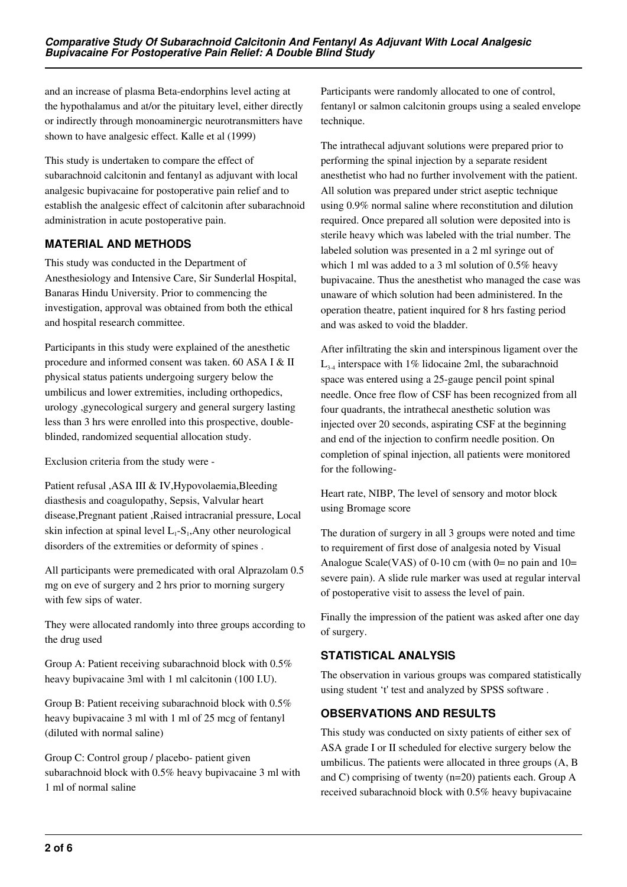and an increase of plasma Beta-endorphins level acting at the hypothalamus and at/or the pituitary level, either directly or indirectly through monoaminergic neurotransmitters have shown to have analgesic effect. Kalle et al (1999)

This study is undertaken to compare the effect of subarachnoid calcitonin and fentanyl as adjuvant with local analgesic bupivacaine for postoperative pain relief and to establish the analgesic effect of calcitonin after subarachnoid administration in acute postoperative pain.

## MATERIAL AND METHODS

This study was conducted in the Department of Anesthesiology and Intensive Care, Sir Sunderlal Hospital, Banaras Hindu University. Prior to commencing the investigation, approval was obtained from both the ethical and hospital research committee.

Participants in this study were explained of the anesthetic procedure and informed consent was taken. 60 ASA I & II physical status patients undergoing surgery below the umbilicus and lower extremities, including orthopedics, urology ,gynecological surgery and general surgery lasting less than 3 hrs were enrolled into this prospective, double-blinded, randomized sequential allocation study.

Exclusion criteria from the study were -

Patient refusal ,ASA III & IV,Hypovolaemia,Bleeding diasthesis and coagulopathy, Sepsis, Valvular heart disease,Pregnant patient ,Raised intracranial pressure, Local skin infection at spinal level $L_1$-$S_1$,Any other neurological disorders of the extremities or deformity of spines .

All participants were premedicated with oral Alprazolam 0.5 mg on eve of surgery and 2 hrs prior to morning surgery with few sips of water.

They were allocated randomly into three groups according to the drug used

Group A: Patient receiving subarachnoid block with 0.5% heavy bupivacaine 3ml with 1 ml calcitonin (100 I.U).

Group B: Patient receiving subarachnoid block with 0.5% heavy bupivacaine 3 ml with 1 ml of 25 mcg of fentanyl (diluted with normal saline)

Group C: Control group / placebo- patient given subarachnoid block with 0.5% heavy bupivacaine 3 ml with 1 ml of normal saline

Participants were randomly allocated to one of control, fentanyl or salmon calcitonin groups using a sealed envelope technique.

The intrathecal adjuvant solutions were prepared prior to performing the spinal injection by a separate resident anesthetist who had no further involvement with the patient. All solution was prepared under strict aseptic technique using 0.9% normal saline where reconstitution and dilution required. Once prepared all solution were deposited into is sterile heavy which was labeled with the trial number. The labeled solution was presented in a 2 ml syringe out of which 1 ml was added to a 3 ml solution of 0.5% heavy bupivacaine. Thus the anesthetist who managed the case was unaware of which solution had been administered. In the operation theatre, patient inquired for 8 hrs fasting period and was asked to void the bladder.

After infiltrating the skin and interspinous ligament over the $L_{3-4}$ interspace with 1% lidocaine 2ml, the subarachnoid space was entered using a 25-gauge pencil point spinal needle. Once free flow of CSF has been recognized from all four quadrants, the intrathecal anesthetic solution was injected over 20 seconds, aspirating CSF at the beginning and end of the injection to confirm needle position. On completion of spinal injection, all patients were monitored for the following-

Heart rate, NIBP, The level of sensory and motor block using Bromage score

The duration of surgery in all 3 groups were noted and time to requirement of first dose of analgesia noted by Visual Analogue Scale(VAS) of 0-10 cm (with 0= no pain and 10= severe pain). A slide rule marker was used at regular interval of postoperative visit to assess the level of pain.

Finally the impression of the patient was asked after one day of surgery.

## STATISTICAL ANALYSIS

The observation in various groups was compared statistically using student 't' test and analyzed by SPSS software .

## OBSERVATIONS AND RESULTS

This study was conducted on sixty patients of either sex of ASA grade I or II scheduled for elective surgery below the umbilicus. The patients were allocated in three groups (A, B and C) comprising of twenty (n=20) patients each. Group A received subarachnoid block with 0.5% heavy bupivacaine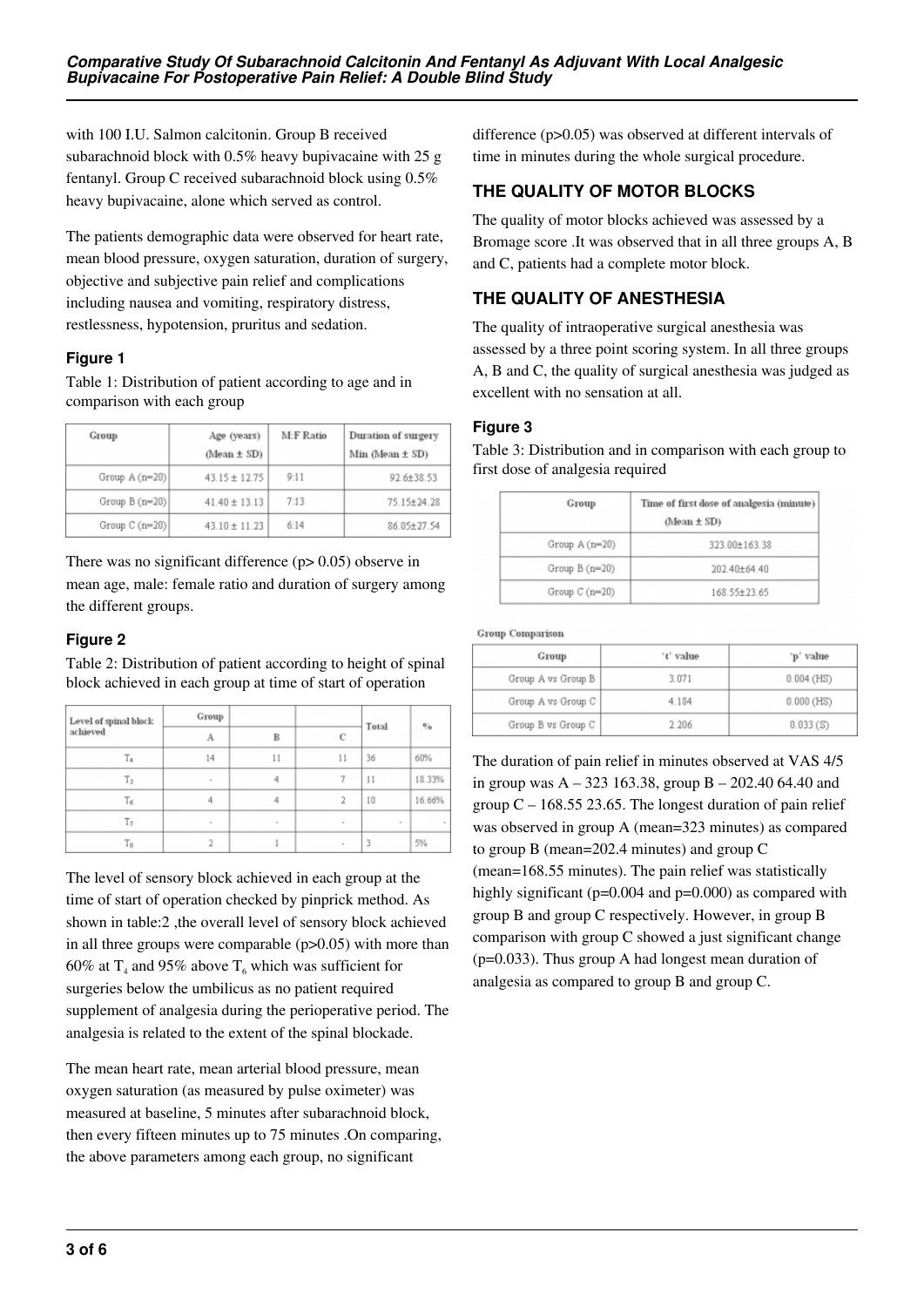with 100 I.U. Salmon calcitonin. Group B received subarachnoid block with 0.5% heavy bupivacaine with 25 g fentanyl. Group C received subarachnoid block using 0.5% heavy bupivacaine, alone which served as control.

The patients demographic data were observed for heart rate, mean blood pressure, oxygen saturation, duration of surgery, objective and subjective pain relief and complications including nausea and vomiting, respiratory distress, restlessness, hypotension, pruritus and sedation.

### Figure 1

Table 1: Distribution of patient according to age and in comparison with each group

| Group | Age (years) (Mean ± SD) | M:F Ratio | Duration of surgery Min (Mean ± SD) |
|---|---|---|---|
| Group A (n=20) | 43.15 ± 12.75 | 9:11 | 92.6±38.53 |
| Group B (n=20) | 41.40 ± 13.13 | 7:13 | 75.15±24.28 |
| Group C (n=20) | 43.10 ± 11.23 | 6:14 | 86.05±27.54 |

There was no significant difference (p> 0.05) observe in mean age, male: female ratio and duration of surgery among the different groups.

### Figure 2

Table 2: Distribution of patient according to height of spinal block achieved in each group at time of start of operation

| Level of spinal block achieved | Group | | | Total | % |
|---|---|---|---|---|---|
| | A | B | C | | |
| $T_4$ | 14 | 11 | 11 | 36 | 60% |
| $T_5$ | - | 4 | 7 | 11 | 18.33% |
| $T_6$ | 4 | 4 | 2 | 10 | 16.66% |
| $T_7$ | - | - | - | - | - |
| $T_8$ | 2 | 1 | - | 3 | 5% |

The level of sensory block achieved in each group at the time of start of operation checked by pinprick method. As shown in table:2 ,the overall level of sensory block achieved in all three groups were comparable (p>0.05) with more than 60% at $T_4$ and 95% above $T_6$ which was sufficient for surgeries below the umbilicus as no patient required supplement of analgesia during the perioperative period. The analgesia is related to the extent of the spinal blockade.

The mean heart rate, mean arterial blood pressure, mean oxygen saturation (as measured by pulse oximeter) was measured at baseline, 5 minutes after subarachnoid block, then every fifteen minutes up to 75 minutes .On comparing, the above parameters among each group, no significant difference (p>0.05) was observed at different intervals of time in minutes during the whole surgical procedure.

## THE QUALITY OF MOTOR BLOCKS

The quality of motor blocks achieved was assessed by a Bromage score .It was observed that in all three groups A, B and C, patients had a complete motor block.

## THE QUALITY OF ANESTHESIA

The quality of intraoperative surgical anesthesia was assessed by a three point scoring system. In all three groups A, B and C, the quality of surgical anesthesia was judged as excellent with no sensation at all.

### Figure 3

Table 3: Distribution and in comparison with each group to first dose of analgesia required

| Group | Time of first dose of analgesia (minute) (Mean ± SD) |
|---|---|
| Group A (n=20) | 323.00±163.38 |
| Group B (n=20) | 202.40±64.40 |
| Group C (n=20) | 168.55±23.65 |

Group Comparison

| Group | 't' value | 'p' value |
|---|---|---|
| Group A vs Group B | 3.071 | 0.004 (HS) |
| Group A vs Group C | 4.184 | 0.000 (HS) |
| Group B vs Group C | 2.206 | 0.033 (S) |

The duration of pain relief in minutes observed at VAS 4/5 in group was A – 323 163.38, group B – 202.40 64.40 and group C – 168.55 23.65. The longest duration of pain relief was observed in group A (mean=323 minutes) as compared to group B (mean=202.4 minutes) and group C (mean=168.55 minutes). The pain relief was statistically highly significant (p=0.004 and p=0.000) as compared with group B and group C respectively. However, in group B comparison with group C showed a just significant change (p=0.033). Thus group A had longest mean duration of analgesia as compared to group B and group C.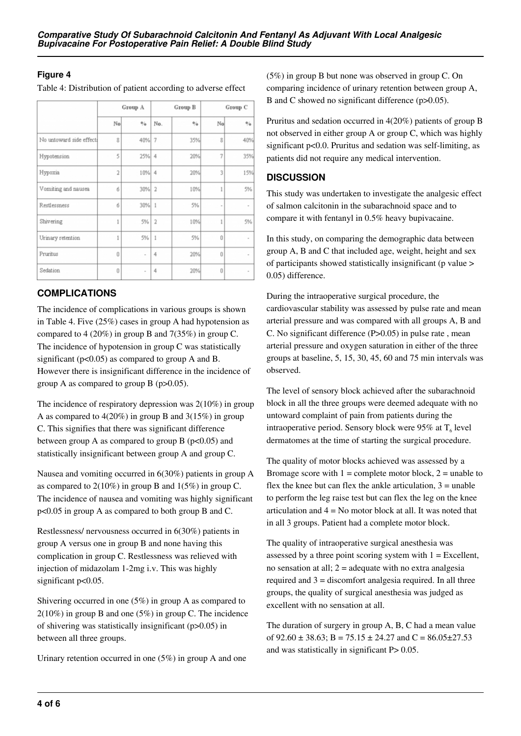### Figure 4

Table 4: Distribution of patient according to adverse effect

| | Group A | | Group B | | Group C | |
|---|---|---|---|---|---|---|
| | No | % | No. | % | No | % |
| No untoward side effects | 8 | 40% | 7 | 35% | 8 | 40% |
| Hypotension | 5 | 25% | 4 | 20% | 7 | 35% |
| Hypoxia | 2 | 10% | 4 | 20% | 3 | 15% |
| Vomiting and nausea | 6 | 30% | 2 | 10% | 1 | 5% |
| Restlessness | 6 | 30% | 1 | 5% | - | - |
| Shivering | 1 | 5% | 2 | 10% | 1 | 5% |
| Urinary retention | 1 | 5% | 1 | 5% | 0 | - |
| Pruritus | 0 | - | 4 | 20% | 0 | - |
| Sedation | 0 | - | 4 | 20% | 0 | - |

## COMPLICATIONS

The incidence of complications in various groups is shown in Table 4. Five (25%) cases in group A had hypotension as compared to 4 (20%) in group B and 7(35%) in group C. The incidence of hypotension in group C was statistically significant ($p<0.05$) as compared to group A and B. However there is insignificant difference in the incidence of group A as compared to group B ($p>0.05$).

The incidence of respiratory depression was 2(10%) in group A as compared to 4(20%) in group B and 3(15%) in group C. This signifies that there was significant difference between group A as compared to group B ($p<0.05$) and statistically insignificant between group A and group C.

Nausea and vomiting occurred in 6(30%) patients in group A as compared to 2(10%) in group B and 1(5%) in group C. The incidence of nausea and vomiting was highly significant $p<0.05$ in group A as compared to both group B and C.

Restlessness/ nervousness occurred in 6(30%) patients in group A versus one in group B and none having this complication in group C. Restlessness was relieved with injection of midazolam 1-2mg i.v. This was highly significant $p<0.05$.

Shivering occurred in one (5%) in group A as compared to 2(10%) in group B and one (5%) in group C. The incidence of shivering was statistically insignificant ($p>0.05$) in between all three groups.

Urinary retention occurred in one (5%) in group A and one (5%) in group B but none was observed in group C. On comparing incidence of urinary retention between group A, B and C showed no significant difference ($p>0.05$).

Pruritus and sedation occurred in 4(20%) patients of group B not observed in either group A or group C, which was highly significant $p<0.0$. Pruritus and sedation was self-limiting, as patients did not require any medical intervention.

## DISCUSSION

This study was undertaken to investigate the analgesic effect of salmon calcitonin in the subarachnoid space and to compare it with fentanyl in 0.5% heavy bupivacaine.

In this study, on comparing the demographic data between group A, B and C that included age, weight, height and sex of participants showed statistically insignificant (p value > 0.05) difference.

During the intraoperative surgical procedure, the cardiovascular stability was assessed by pulse rate and mean arterial pressure and was compared with all groups A, B and C. No significant difference ($P>0.05$) in pulse rate , mean arterial pressure and oxygen saturation in either of the three groups at baseline, 5, 15, 30, 45, 60 and 75 min intervals was observed.

The level of sensory block achieved after the subarachnoid block in all the three groups were deemed adequate with no untoward complaint of pain from patients during the intraoperative period. Sensory block were 95% at $T_6$ level dermatomes at the time of starting the surgical procedure.

The quality of motor blocks achieved was assessed by a Bromage score with 1 = complete motor block, 2 = unable to flex the knee but can flex the ankle articulation, 3 = unable to perform the leg raise test but can flex the leg on the knee articulation and 4 = No motor block at all. It was noted that in all 3 groups. Patient had a complete motor block.

The quality of intraoperative surgical anesthesia was assessed by a three point scoring system with 1 = Excellent, no sensation at all; 2 = adequate with no extra analgesia required and 3 = discomfort analgesia required. In all three groups, the quality of surgical anesthesia was judged as excellent with no sensation at all.

The duration of surgery in group A, B, C had a mean value of $92.60 \pm 38.63$; B = $75.15 \pm 24.27$ and C = $86.05 \pm 27.53$ and was statistically in significant $P> 0.05$.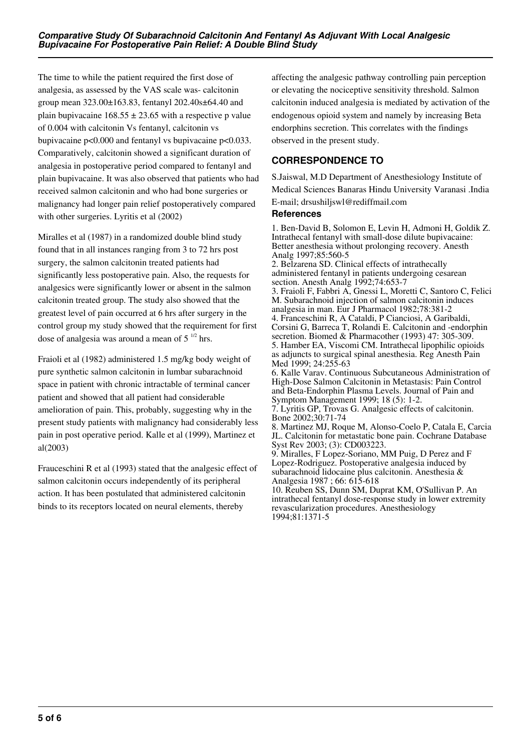The time to while the patient required the first dose of analgesia, as assessed by the VAS scale was- calcitonin group mean 323.00±163.83, fentanyl 202.40s±64.40 and plain bupivacaine 168.55 ± 23.65 with a respective p value of 0.004 with calcitonin Vs fentanyl, calcitonin vs bupivacaine $p<0.000$ and fentanyl vs bupivacaine $p<0.033$. Comparatively, calcitonin showed a significant duration of analgesia in postoperative period compared to fentanyl and plain bupivacaine. It was also observed that patients who had received salmon calcitonin and who had bone surgeries or malignancy had longer pain relief postoperatively compared with other surgeries. Lyritis et al (2002)

Miralles et al (1987) in a randomized double blind study found that in all instances ranging from 3 to 72 hrs post surgery, the salmon calcitonin treated patients had significantly less postoperative pain. Also, the requests for analgesics were significantly lower or absent in the salmon calcitonin treated group. The study also showed that the greatest level of pain occurred at 6 hrs after surgery in the control group my study showed that the requirement for first dose of analgesia was around a mean of $5^{1/2}$ hrs.

Fraioli et al (1982) administered 1.5 mg/kg body weight of pure synthetic salmon calcitonin in lumbar subarachnoid space in patient with chronic intractable of terminal cancer patient and showed that all patient had considerable amelioration of pain. This, probably, suggesting why in the present study patients with malignancy had considerably less pain in post operative period. Kalle et al (1999), Martinez et al(2003)

Frauceschini R et al (1993) stated that the analgesic effect of salmon calcitonin occurs independently of its peripheral action. It has been postulated that administered calcitonin binds to its receptors located on neural elements, thereby affecting the analgesic pathway controlling pain perception or elevating the nociceptive sensitivity threshold. Salmon calcitonin induced analgesia is mediated by activation of the endogenous opioid system and namely by increasing Beta endorphins secretion. This correlates with the findings observed in the present study.

## CORRESPONDENCE TO

S.Jaiswal, M.D Department of Anesthesiology Institute of Medical Sciences Banaras Hindu University Varanasi .India E-mail; drsushiljswl@rediffmail.com

### References

1. Ben-David B, Solomon E, Levin H, Admoni H, Goldik Z. Intrathecal fentanyl with small-dose dilute bupivacaine: Better anesthesia without prolonging recovery. Anesth Analg 1997;85:560-5
2. Belzarena SD. Clinical effects of intrathecally administered fentanyl in patients undergoing cesarean section. Anesth Analg 1992;74:653-7
3. Fraioli F, Fabbri A, Gnessi L, Moretti C, Santoro C, Felici M. Subarachnoid injection of salmon calcitonin induces analgesia in man. Eur J Pharmacol 1982;78:381-2
4. Franceschini R, A Cataldi, P Cianciosi, A Garibaldi, Corsini G, Barreca T, Rolandi E. Calcitonin and -endorphin secretion. Biomed & Pharmacother (1993) 47: 305-309.
5. Hamber EA, Viscomi CM. Intrathecal lipophilic opioids as adjuncts to surgical spinal anesthesia. Reg Anesth Pain Med 1999; 24:255-63
6. Kalle Varav. Continuous Subcutaneous Administration of High-Dose Salmon Calcitonin in Metastasis: Pain Control and Beta-Endorphin Plasma Levels. Journal of Pain and Symptom Management 1999; 18 (5): 1-2.
7. Lyritis GP, Trovas G. Analgesic effects of calcitonin. Bone 2002;30:71-74
8. Martinez MJ, Roque M, Alonso-Coelo P, Catala E, Carcia JL. Calcitonin for metastatic bone pain. Cochrane Database Syst Rev 2003; (3): CD003223.
9. Miralles, F Lopez-Soriano, MM Puig, D Perez and F Lopez-Rodriguez. Postoperative analgesia induced by subarachnoid lidocaine plus calcitonin. Anesthesia & Analgesia 1987 ; 66: 615-618
10. Reuben SS, Dunn SM, Duprat KM, O'Sullivan P. An intrathecal fentanyl dose-response study in lower extremity revascularization procedures. Anesthesiology 1994;81:1371-5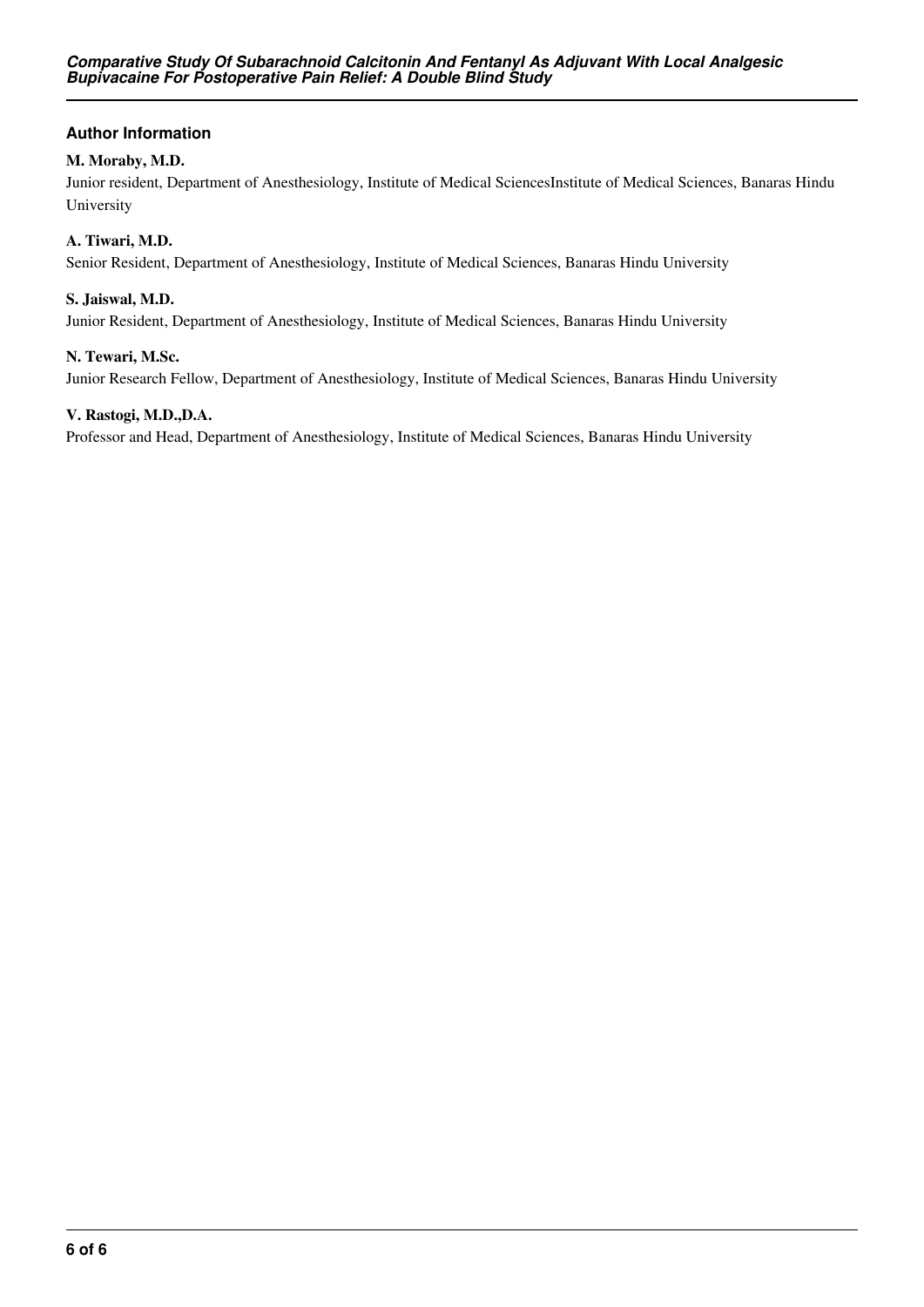### Author Information

**M. Moraby, M.D.**
Junior resident, Department of Anesthesiology, Institute of Medical SciencesInstitute of Medical Sciences, Banaras Hindu University

**A. Tiwari, M.D.**
Senior Resident, Department of Anesthesiology, Institute of Medical Sciences, Banaras Hindu University

**S. Jaiswal, M.D.**
Junior Resident, Department of Anesthesiology, Institute of Medical Sciences, Banaras Hindu University

**N. Tewari, M.Sc.**
Junior Research Fellow, Department of Anesthesiology, Institute of Medical Sciences, Banaras Hindu University

**V. Rastogi, M.D.,D.A.**
Professor and Head, Department of Anesthesiology, Institute of Medical Sciences, Banaras Hindu University